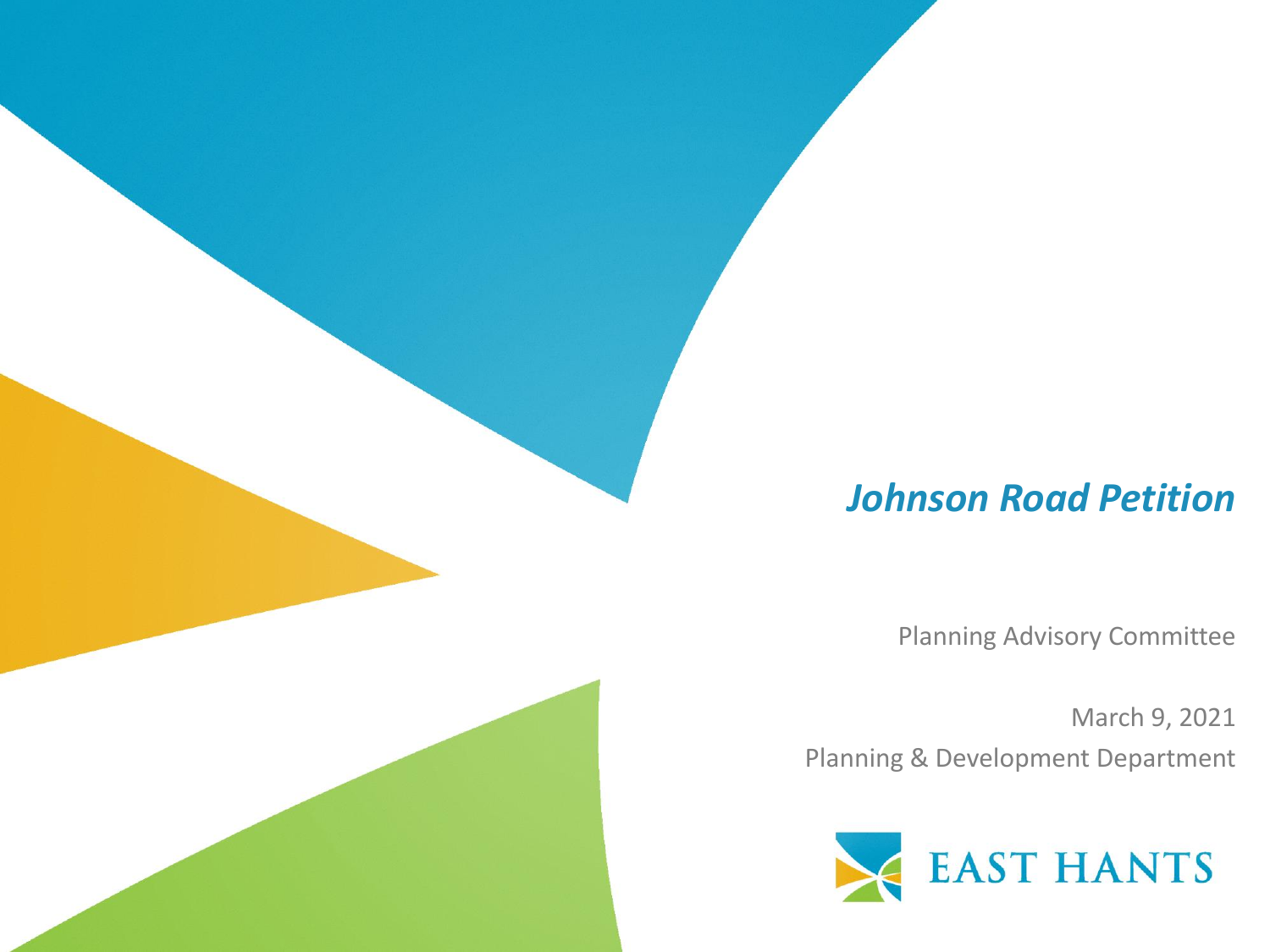# *Johnson Road Petition*

Planning Advisory Committee

March 9, 2021

Planning & Development Department

EAST HANTS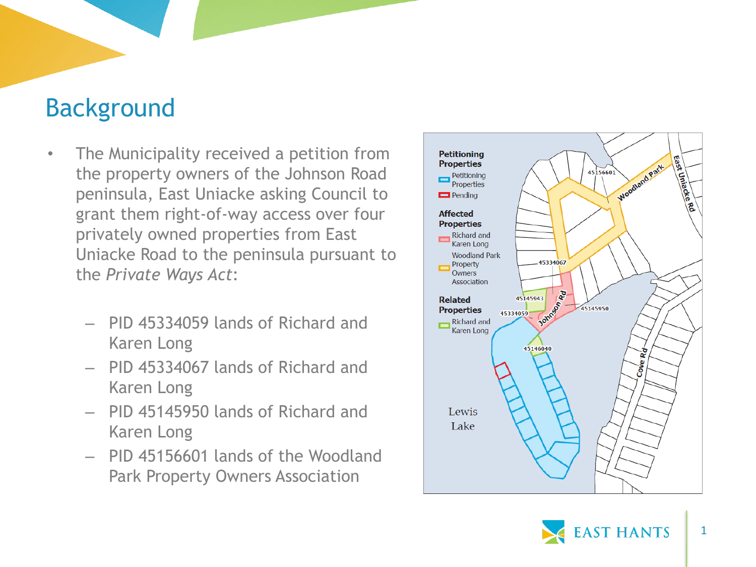# Background

- The Municipality received a petition from the property owners of the Johnson Road peninsula, East Uniacke asking Council to grant them right-of-way access over four privately owned properties from East Uniacke Road to the peninsula pursuant to the *Private Ways Act*:
  - PID 45334059 lands of Richard and Karen Long
  - PID 45334067 lands of Richard and Karen Long
  - PID 45145950 lands of Richard and Karen Long
  - PID 45156601 lands of the Woodland Park Property Owners Association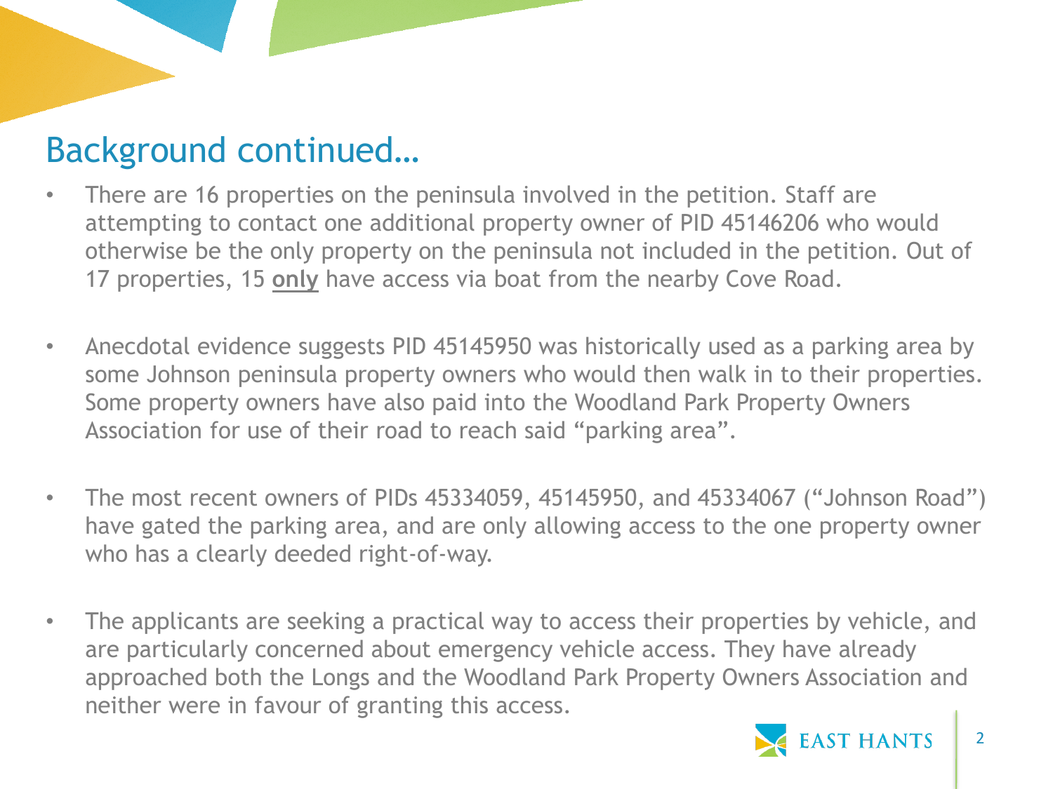# Background continued…

- There are 16 properties on the peninsula involved in the petition. Staff are attempting to contact one additional property owner of PID 45146206 who would otherwise be the only property on the peninsula not included in the petition. Out of 17 properties, 15 **only** have access via boat from the nearby Cove Road.

- Anecdotal evidence suggests PID 45145950 was historically used as a parking area by some Johnson peninsula property owners who would then walk in to their properties. Some property owners have also paid into the Woodland Park Property Owners Association for use of their road to reach said “parking area”.

- The most recent owners of PIDs 45334059, 45145950, and 45334067 (“Johnson Road”) have gated the parking area, and are only allowing access to the one property owner who has a clearly deeded right-of-way.

- The applicants are seeking a practical way to access their properties by vehicle, and are particularly concerned about emergency vehicle access. They have already approached both the Longs and the Woodland Park Property Owners Association and neither were in favour of granting this access.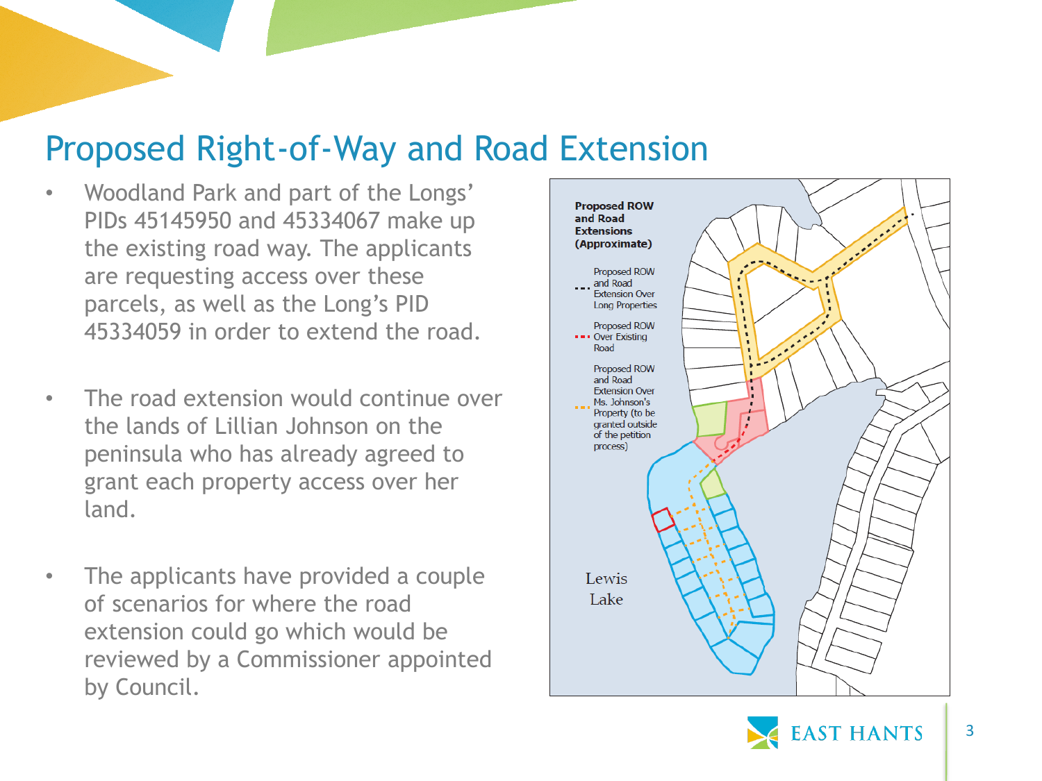# Proposed Right-of-Way and Road Extension

- Woodland Park and part of the Longs' PIDs 45145950 and 45334067 make up the existing road way. The applicants are requesting access over these parcels, as well as the Long's PID 45334059 in order to extend the road.

- The road extension would continue over the lands of Lillian Johnson on the peninsula who has already agreed to grant each property access over her land.

- The applicants have provided a couple of scenarios for where the road extension could go which would be reviewed by a Commissioner appointed by Council.

**Proposed ROW and Road Extensions (Approximate)**

- Proposed ROW and Road Extension Over Long Properties
- Proposed ROW Over Existing Road
- Proposed ROW and Road Extension Over Ms. Johnson's Property (to be granted outside of the petition process)

Lewis Lake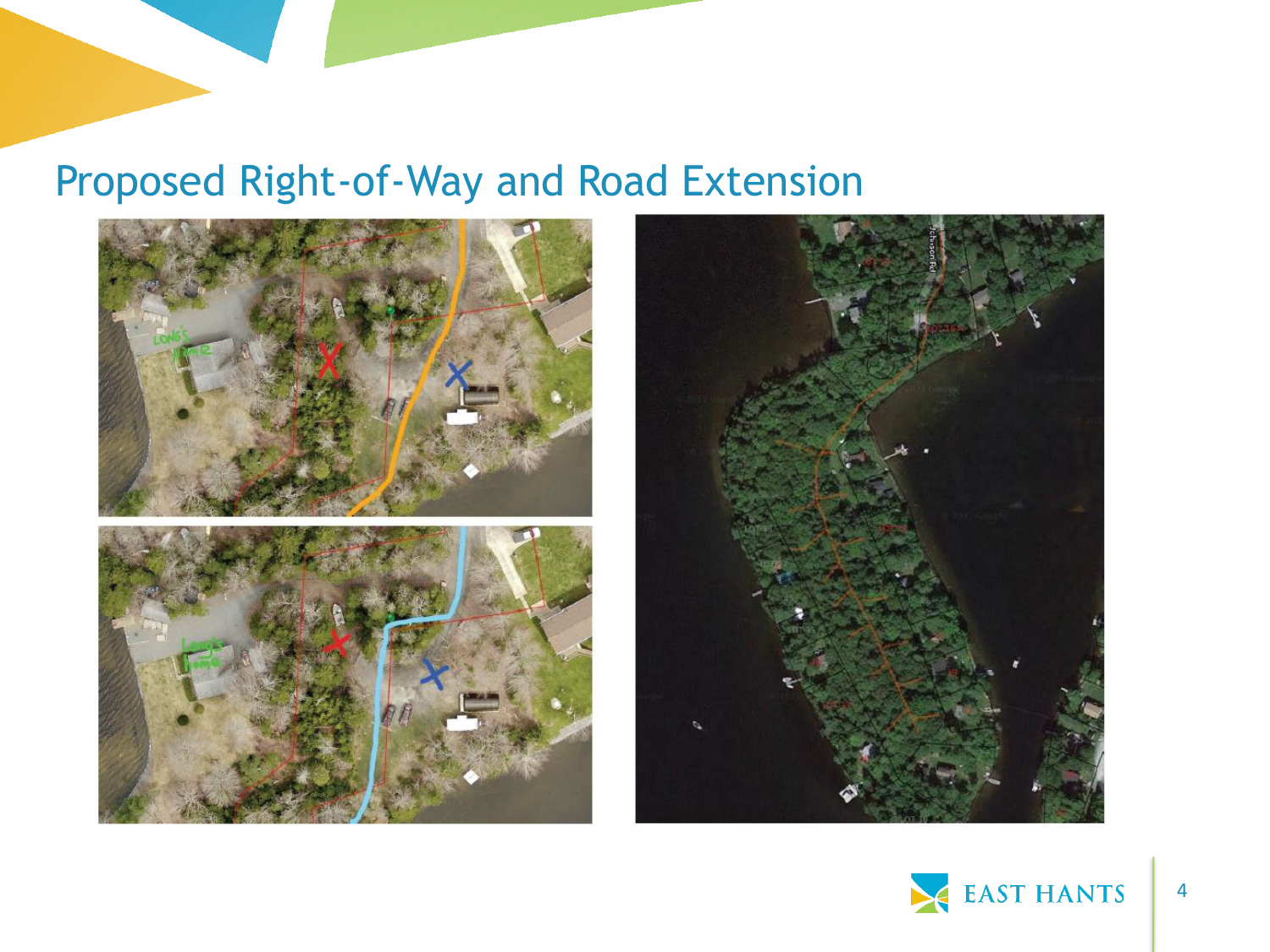## Proposed Right-of-Way and Road Extension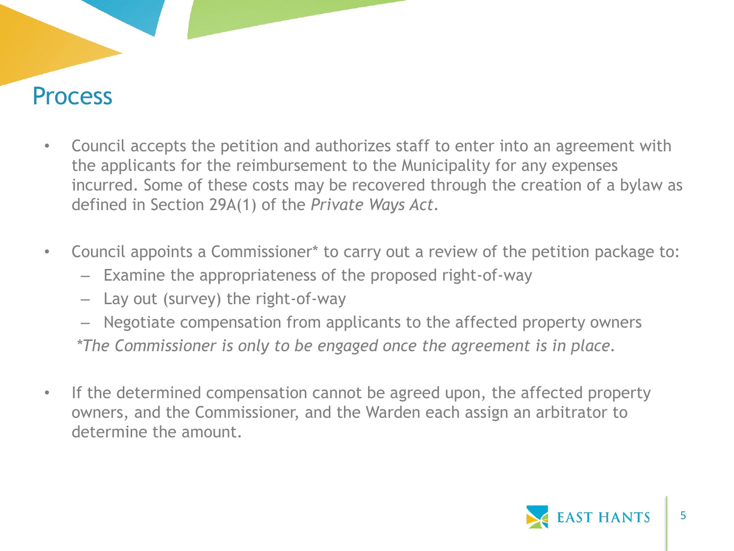# Process

- Council accepts the petition and authorizes staff to enter into an agreement with the applicants for the reimbursement to the Municipality for any expenses incurred. Some of these costs may be recovered through the creation of a bylaw as defined in Section 29A(1) of the *Private Ways Act*.

- Council appoints a Commissioner* to carry out a review of the petition package to:
  - Examine the appropriateness of the proposed right-of-way
  - Lay out (survey) the right-of-way
  - Negotiate compensation from applicants to the affected property owners

  **The Commissioner is only to be engaged once the agreement is in place.*

- If the determined compensation cannot be agreed upon, the affected property owners, and the Commissioner, and the Warden each assign an arbitrator to determine the amount.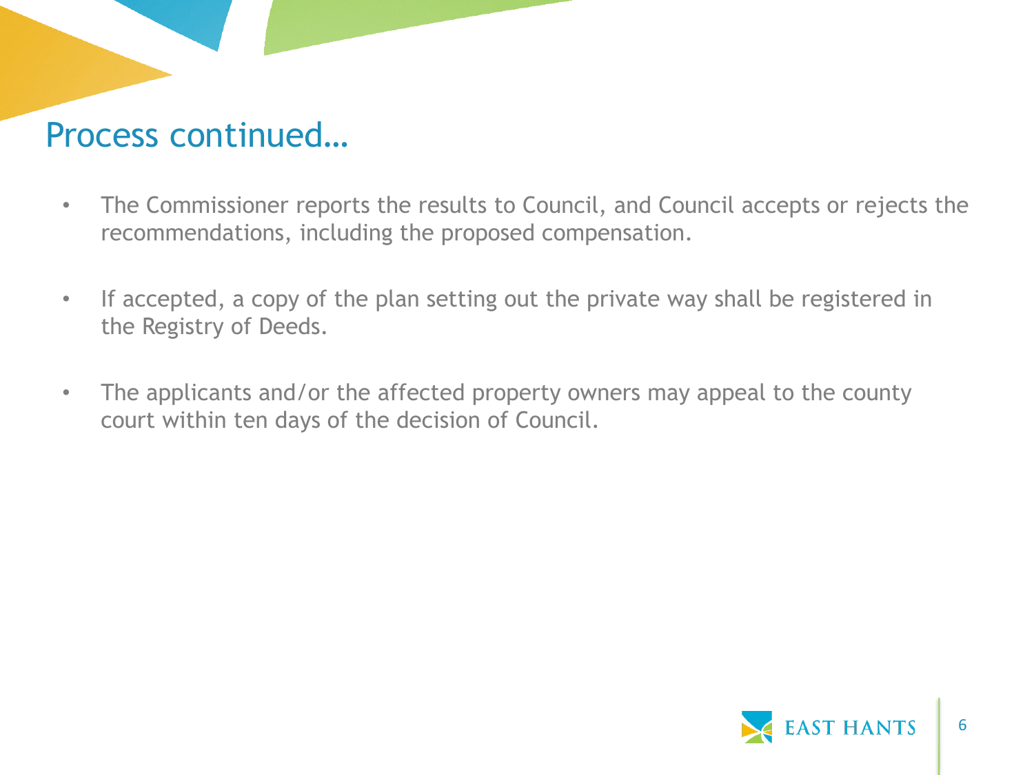# Process continued…

- The Commissioner reports the results to Council, and Council accepts or rejects the recommendations, including the proposed compensation.
- If accepted, a copy of the plan setting out the private way shall be registered in the Registry of Deeds.
- The applicants and/or the affected property owners may appeal to the county court within ten days of the decision of Council.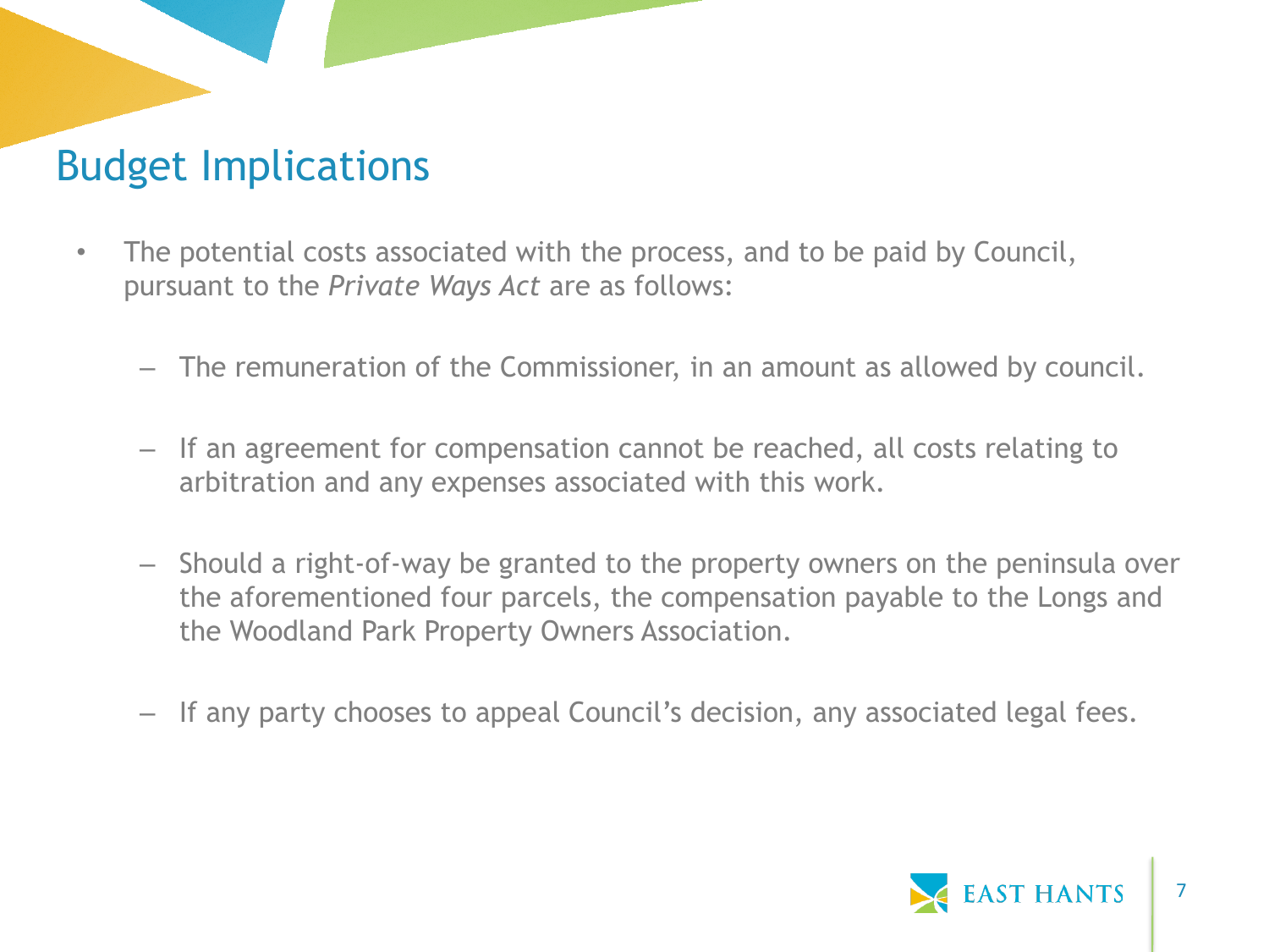# Budget Implications

- The potential costs associated with the process, and to be paid by Council, pursuant to the *Private Ways Act* are as follows:
  - The remuneration of the Commissioner, in an amount as allowed by council.
  - If an agreement for compensation cannot be reached, all costs relating to arbitration and any expenses associated with this work.
  - Should a right-of-way be granted to the property owners on the peninsula over the aforementioned four parcels, the compensation payable to the Longs and the Woodland Park Property Owners Association.
  - If any party chooses to appeal Council's decision, any associated legal fees.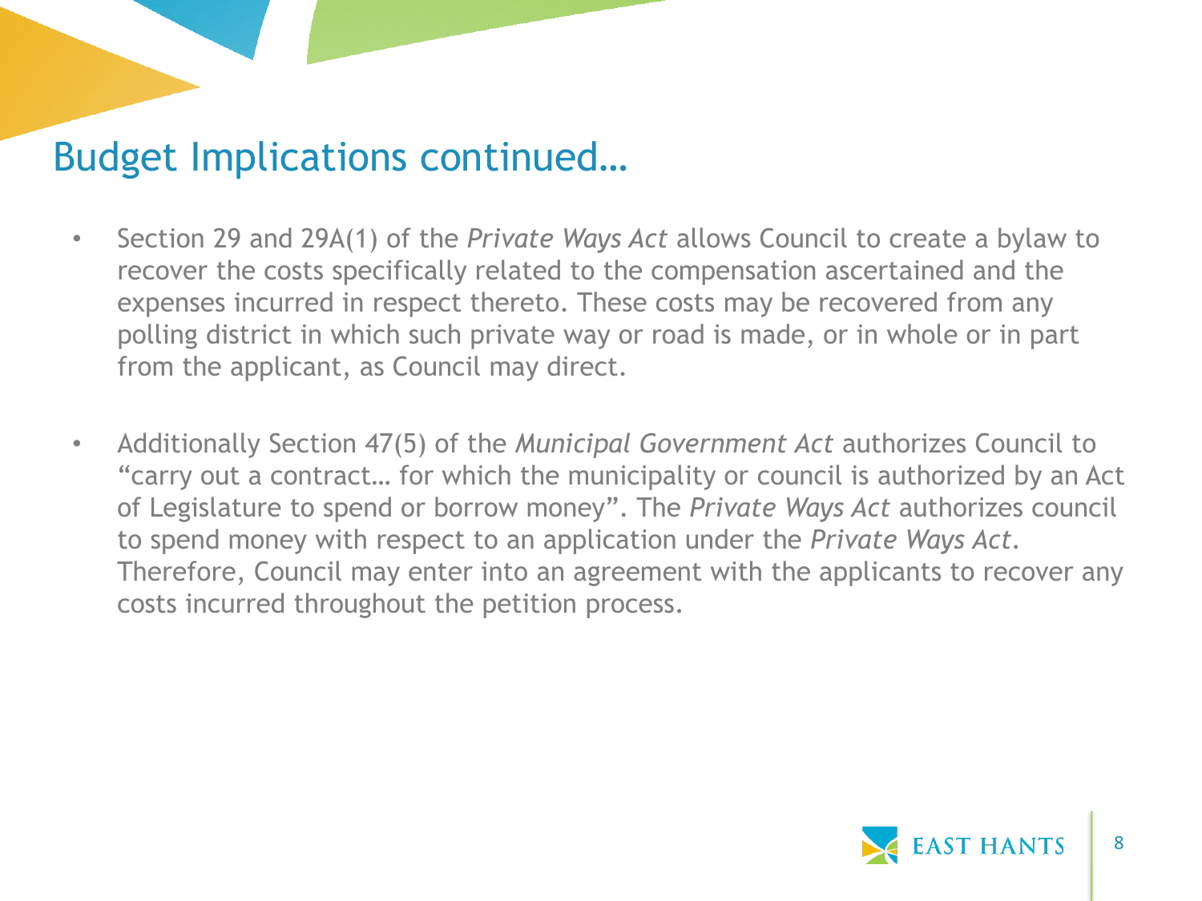## Budget Implications continued…

- Section 29 and 29A(1) of the *Private Ways Act* allows Council to create a bylaw to recover the costs specifically related to the compensation ascertained and the expenses incurred in respect thereto. These costs may be recovered from any polling district in which such private way or road is made, or in whole or in part from the applicant, as Council may direct.

- Additionally Section 47(5) of the *Municipal Government Act* authorizes Council to "carry out a contract… for which the municipality or council is authorized by an Act of Legislature to spend or borrow money". The *Private Ways Act* authorizes council to spend money with respect to an application under the *Private Ways Act*. Therefore, Council may enter into an agreement with the applicants to recover any costs incurred throughout the petition process.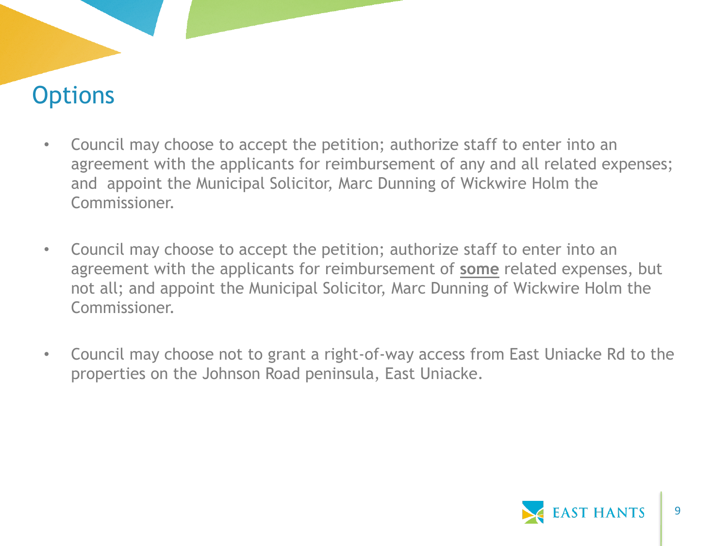# Options

- Council may choose to accept the petition; authorize staff to enter into an agreement with the applicants for reimbursement of any and all related expenses; and appoint the Municipal Solicitor, Marc Dunning of Wickwire Holm the Commissioner.

- Council may choose to accept the petition; authorize staff to enter into an agreement with the applicants for reimbursement of **<u>some</u>** related expenses, but not all; and appoint the Municipal Solicitor, Marc Dunning of Wickwire Holm the Commissioner.

- Council may choose not to grant a right-of-way access from East Uniacke Rd to the properties on the Johnson Road peninsula, East Uniacke.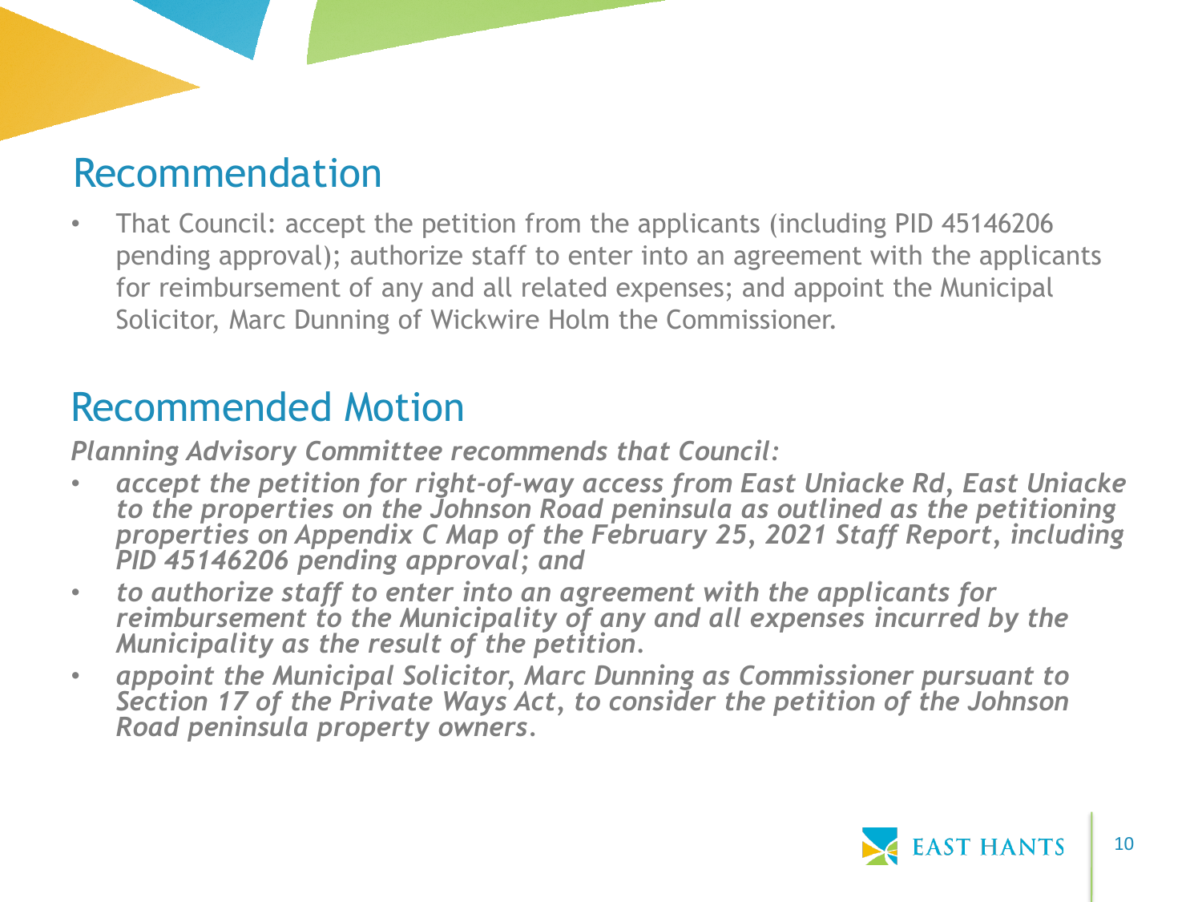## Recommendation

- That Council: accept the petition from the applicants (including PID 45146206 pending approval); authorize staff to enter into an agreement with the applicants for reimbursement of any and all related expenses; and appoint the Municipal Solicitor, Marc Dunning of Wickwire Holm the Commissioner.

## Recommended Motion

*Planning Advisory Committee recommends that Council:*

- *accept the petition for right-of-way access from East Uniacke Rd, East Uniacke to the properties on the Johnson Road peninsula as outlined as the petitioning properties on Appendix C Map of the February 25, 2021 Staff Report, including PID 45146206 pending approval; and*
- *to authorize staff to enter into an agreement with the applicants for reimbursement to the Municipality of any and all expenses incurred by the Municipality as the result of the petition.*
- *appoint the Municipal Solicitor, Marc Dunning as Commissioner pursuant to Section 17 of the Private Ways Act, to consider the petition of the Johnson Road peninsula property owners.*